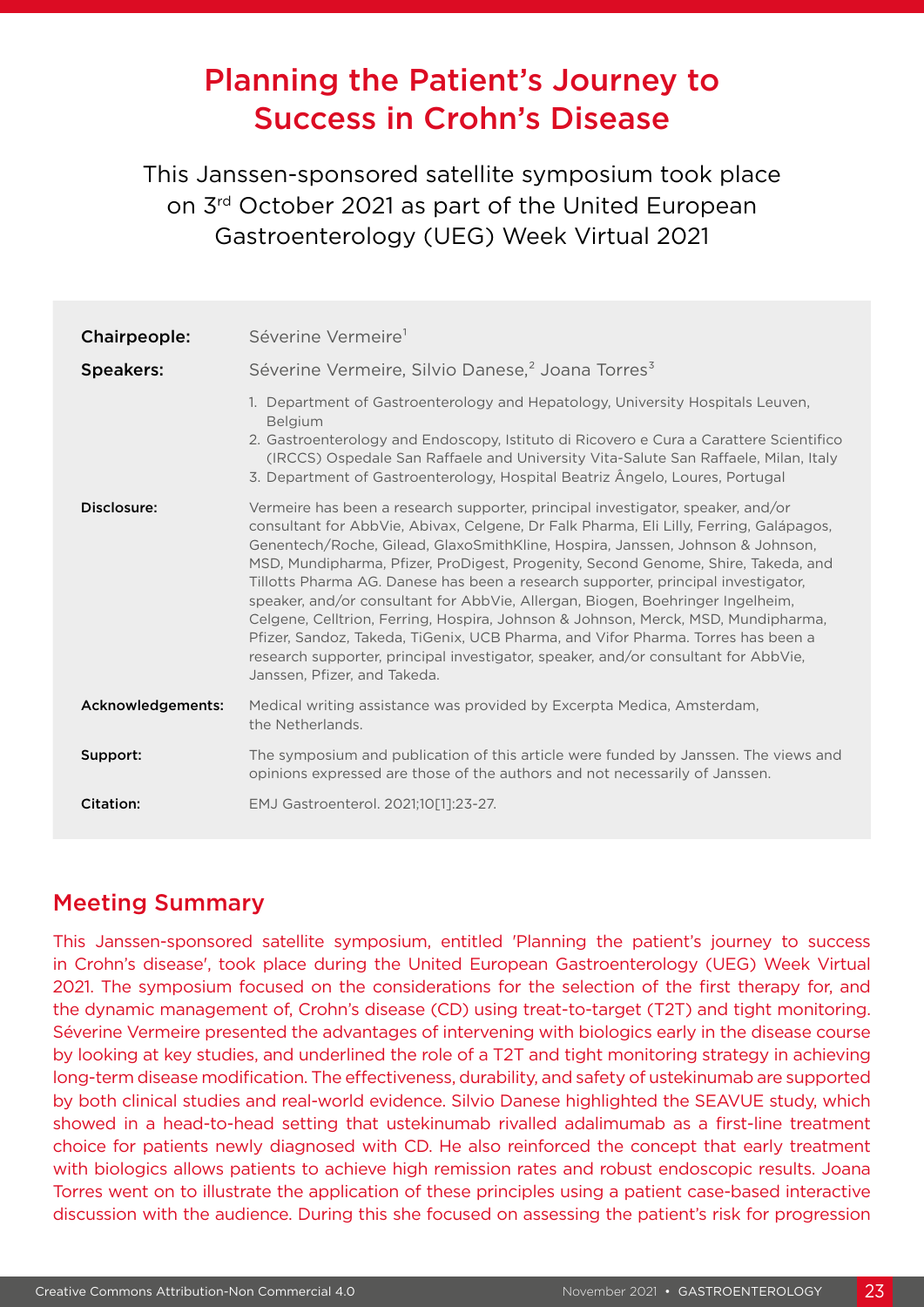# Planning the Patient's Journey to Success in Crohn's Disease

This Janssen-sponsored satellite symposium took place on 3rd October 2021 as part of the United European Gastroenterology (UEG) Week Virtual 2021

**Chairpeople:** Séverine Vermeire[1]

**Speakers:** Séverine Vermeire, Silvio Danese,[2] Joana Torres[3]

1. Department of Gastroenterology and Hepatology, University Hospitals Leuven, Belgium
2. Gastroenterology and Endoscopy, Istituto di Ricovero e Cura a Carattere Scientifico (IRCCS) Ospedale San Raffaele and University Vita-Salute San Raffaele, Milan, Italy
3. Department of Gastroenterology, Hospital Beatriz Ângelo, Loures, Portugal

**Disclosure:** Vermeire has been a research supporter, principal investigator, speaker, and/or consultant for AbbVie, Abivax, Celgene, Dr Falk Pharma, Eli Lilly, Ferring, Galápagos, Genentech/Roche, Gilead, GlaxoSmithKline, Hospira, Janssen, Johnson & Johnson, MSD, Mundipharma, Pfizer, ProDigest, Progenity, Second Genome, Shire, Takeda, and Tillotts Pharma AG. Danese has been a research supporter, principal investigator, speaker, and/or consultant for AbbVie, Allergan, Biogen, Boehringer Ingelheim, Celgene, Celltrion, Ferring, Hospira, Johnson & Johnson, Merck, MSD, Mundipharma, Pfizer, Sandoz, Takeda, TiGenix, UCB Pharma, and Vifor Pharma. Torres has been a research supporter, principal investigator, speaker, and/or consultant for AbbVie, Janssen, Pfizer, and Takeda.

**Acknowledgements:** Medical writing assistance was provided by Excerpta Medica, Amsterdam, the Netherlands.

**Support:** The symposium and publication of this article were funded by Janssen. The views and opinions expressed are those of the authors and not necessarily of Janssen.

**Citation:** EMJ Gastroenterol. 2021;10[1]:23-27.

## Meeting Summary

This Janssen-sponsored satellite symposium, entitled 'Planning the patient's journey to success in Crohn's disease', took place during the United European Gastroenterology (UEG) Week Virtual 2021. The symposium focused on the considerations for the selection of the first therapy for, and the dynamic management of, Crohn's disease (CD) using treat-to-target (T2T) and tight monitoring. Séverine Vermeire presented the advantages of intervening with biologics early in the disease course by looking at key studies, and underlined the role of a T2T and tight monitoring strategy in achieving long-term disease modification. The effectiveness, durability, and safety of ustekinumab are supported by both clinical studies and real-world evidence. Silvio Danese highlighted the SEAVUE study, which showed in a head-to-head setting that ustekinumab rivalled adalimumab as a first-line treatment choice for patients newly diagnosed with CD. He also reinforced the concept that early treatment with biologics allows patients to achieve high remission rates and robust endoscopic results. Joana Torres went on to illustrate the application of these principles using a patient case-based interactive discussion with the audience. During this she focused on assessing the patient's risk for progression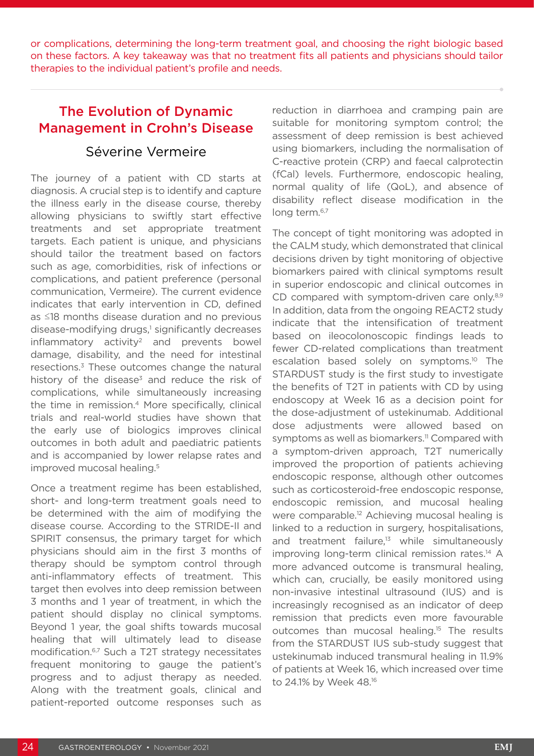or complications, determining the long-term treatment goal, and choosing the right biologic based on these factors. A key takeaway was that no treatment fits all patients and physicians should tailor therapies to the individual patient's profile and needs.

## The Evolution of Dynamic Management in Crohn's Disease

### Séverine Vermeire

The journey of a patient with CD starts at diagnosis. A crucial step is to identify and capture the illness early in the disease course, thereby allowing physicians to swiftly start effective treatments and set appropriate treatment targets. Each patient is unique, and physicians should tailor the treatment based on factors such as age, comorbidities, risk of infections or complications, and patient preference (personal communication, Vermeire). The current evidence indicates that early intervention in CD, defined as ≤18 months disease duration and no previous disease-modifying drugs,[1] significantly decreases inflammatory activity[2] and prevents bowel damage, disability, and the need for intestinal resections.[3] These outcomes change the natural history of the disease[3] and reduce the risk of complications, while simultaneously increasing the time in remission.[4] More specifically, clinical trials and real-world studies have shown that the early use of biologics improves clinical outcomes in both adult and paediatric patients and is accompanied by lower relapse rates and improved mucosal healing.[5]

Once a treatment regime has been established, short- and long-term treatment goals need to be determined with the aim of modifying the disease course. According to the STRIDE-II and SPIRIT consensus, the primary target for which physicians should aim in the first 3 months of therapy should be symptom control through anti-inflammatory effects of treatment. This target then evolves into deep remission between 3 months and 1 year of treatment, in which the patient should display no clinical symptoms. Beyond 1 year, the goal shifts towards mucosal healing that will ultimately lead to disease modification.[6,7] Such a T2T strategy necessitates frequent monitoring to gauge the patient's progress and to adjust therapy as needed. Along with the treatment goals, clinical and patient-reported outcome responses such as reduction in diarrhoea and cramping pain are suitable for monitoring symptom control; the assessment of deep remission is best achieved using biomarkers, including the normalisation of C-reactive protein (CRP) and faecal calprotectin (fCal) levels. Furthermore, endoscopic healing, normal quality of life (QoL), and absence of disability reflect disease modification in the long term.[6,7]

The concept of tight monitoring was adopted in the CALM study, which demonstrated that clinical decisions driven by tight monitoring of objective biomarkers paired with clinical symptoms result in superior endoscopic and clinical outcomes in CD compared with symptom-driven care only.[8,9] In addition, data from the ongoing REACT2 study indicate that the intensification of treatment based on ileocolonoscopic findings leads to fewer CD-related complications than treatment escalation based solely on symptoms.[10] The STARDUST study is the first study to investigate the benefits of T2T in patients with CD by using endoscopy at Week 16 as a decision point for the dose-adjustment of ustekinumab. Additional dose adjustments were allowed based on symptoms as well as biomarkers.[11] Compared with a symptom-driven approach, T2T numerically improved the proportion of patients achieving endoscopic response, although other outcomes such as corticosteroid-free endoscopic response, endoscopic remission, and mucosal healing were comparable.[12] Achieving mucosal healing is linked to a reduction in surgery, hospitalisations, and treatment failure,[13] while simultaneously improving long-term clinical remission rates.[14] A more advanced outcome is transmural healing, which can, crucially, be easily monitored using non-invasive intestinal ultrasound (IUS) and is increasingly recognised as an indicator of deep remission that predicts even more favourable outcomes than mucosal healing.[15] The results from the STARDUST IUS sub-study suggest that ustekinumab induced transmural healing in 11.9% of patients at Week 16, which increased over time to 24.1% by Week 48.[16]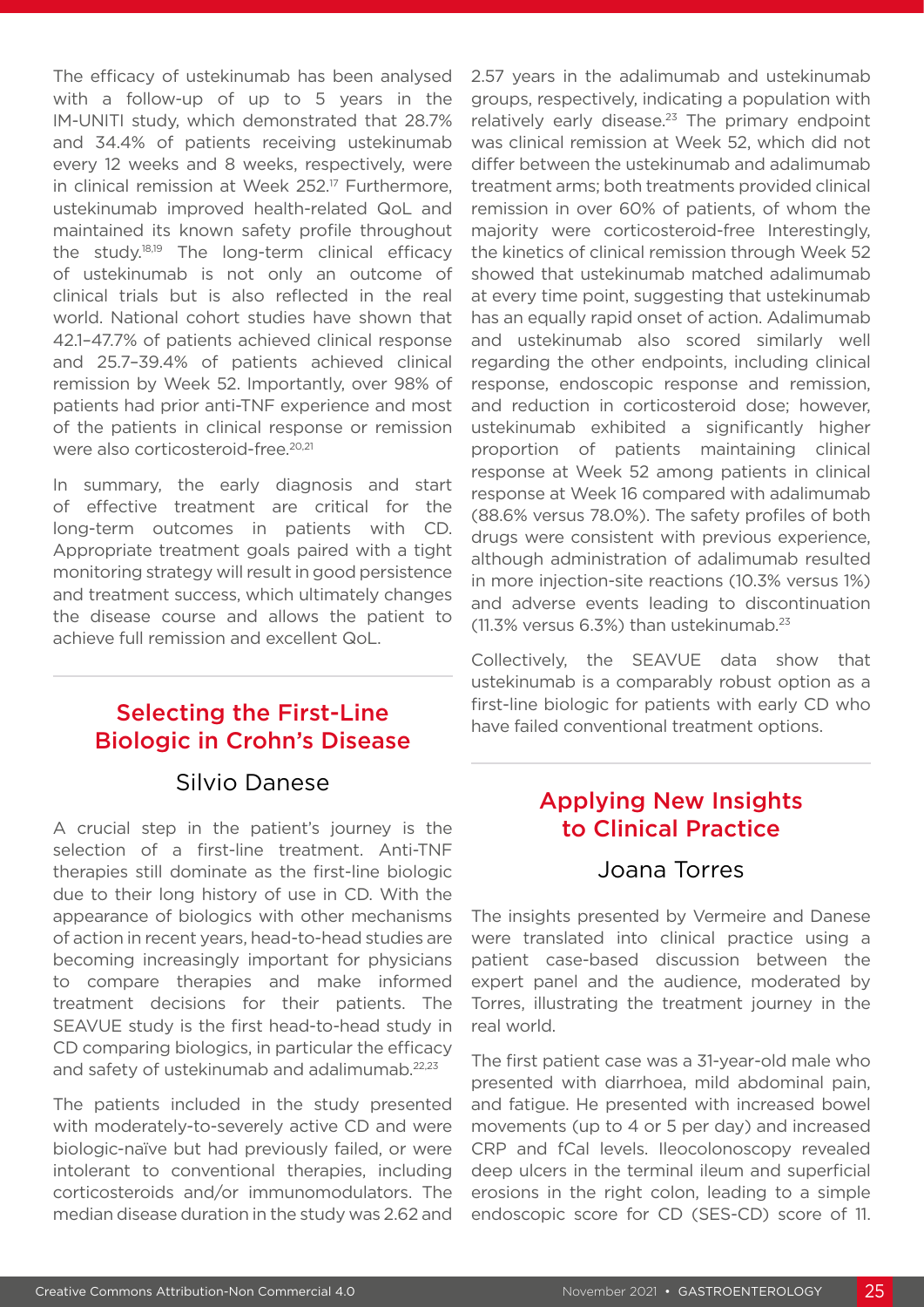The efficacy of ustekinumab has been analysed with a follow-up of up to 5 years in the IM-UNITI study, which demonstrated that 28.7% and 34.4% of patients receiving ustekinumab every 12 weeks and 8 weeks, respectively, were in clinical remission at Week 252.[17] Furthermore, ustekinumab improved health-related QoL and maintained its known safety profile throughout the study.[18,19] The long-term clinical efficacy of ustekinumab is not only an outcome of clinical trials but is also reflected in the real world. National cohort studies have shown that 42.1–47.7% of patients achieved clinical response and 25.7–39.4% of patients achieved clinical remission by Week 52. Importantly, over 98% of patients had prior anti-TNF experience and most of the patients in clinical response or remission were also corticosteroid-free.[20,21]

In summary, the early diagnosis and start of effective treatment are critical for the long-term outcomes in patients with CD. Appropriate treatment goals paired with a tight monitoring strategy will result in good persistence and treatment success, which ultimately changes the disease course and allows the patient to achieve full remission and excellent QoL.

## Selecting the First-Line Biologic in Crohn's Disease

### Silvio Danese

A crucial step in the patient's journey is the selection of a first-line treatment. Anti-TNF therapies still dominate as the first-line biologic due to their long history of use in CD. With the appearance of biologics with other mechanisms of action in recent years, head-to-head studies are becoming increasingly important for physicians to compare therapies and make informed treatment decisions for their patients. The SEAVUE study is the first head-to-head study in CD comparing biologics, in particular the efficacy and safety of ustekinumab and adalimumab.[22,23]

The patients included in the study presented with moderately-to-severely active CD and were biologic-naïve but had previously failed, or were intolerant to conventional therapies, including corticosteroids and/or immunomodulators. The median disease duration in the study was 2.62 and 2.57 years in the adalimumab and ustekinumab groups, respectively, indicating a population with relatively early disease.[23] The primary endpoint was clinical remission at Week 52, which did not differ between the ustekinumab and adalimumab treatment arms; both treatments provided clinical remission in over 60% of patients, of whom the majority were corticosteroid-free Interestingly, the kinetics of clinical remission through Week 52 showed that ustekinumab matched adalimumab at every time point, suggesting that ustekinumab has an equally rapid onset of action. Adalimumab and ustekinumab also scored similarly well regarding the other endpoints, including clinical response, endoscopic response and remission, and reduction in corticosteroid dose; however, ustekinumab exhibited a significantly higher proportion of patients maintaining clinical response at Week 52 among patients in clinical response at Week 16 compared with adalimumab (88.6% versus 78.0%). The safety profiles of both drugs were consistent with previous experience, although administration of adalimumab resulted in more injection-site reactions (10.3% versus 1%) and adverse events leading to discontinuation (11.3% versus 6.3%) than ustekinumab.[23]

Collectively, the SEAVUE data show that ustekinumab is a comparably robust option as a first-line biologic for patients with early CD who have failed conventional treatment options.

## Applying New Insights to Clinical Practice

### Joana Torres

The insights presented by Vermeire and Danese were translated into clinical practice using a patient case-based discussion between the expert panel and the audience, moderated by Torres, illustrating the treatment journey in the real world.

The first patient case was a 31-year-old male who presented with diarrhoea, mild abdominal pain, and fatigue. He presented with increased bowel movements (up to 4 or 5 per day) and increased CRP and fCal levels. Ileocolonoscopy revealed deep ulcers in the terminal ileum and superficial erosions in the right colon, leading to a simple endoscopic score for CD (SES-CD) score of 11.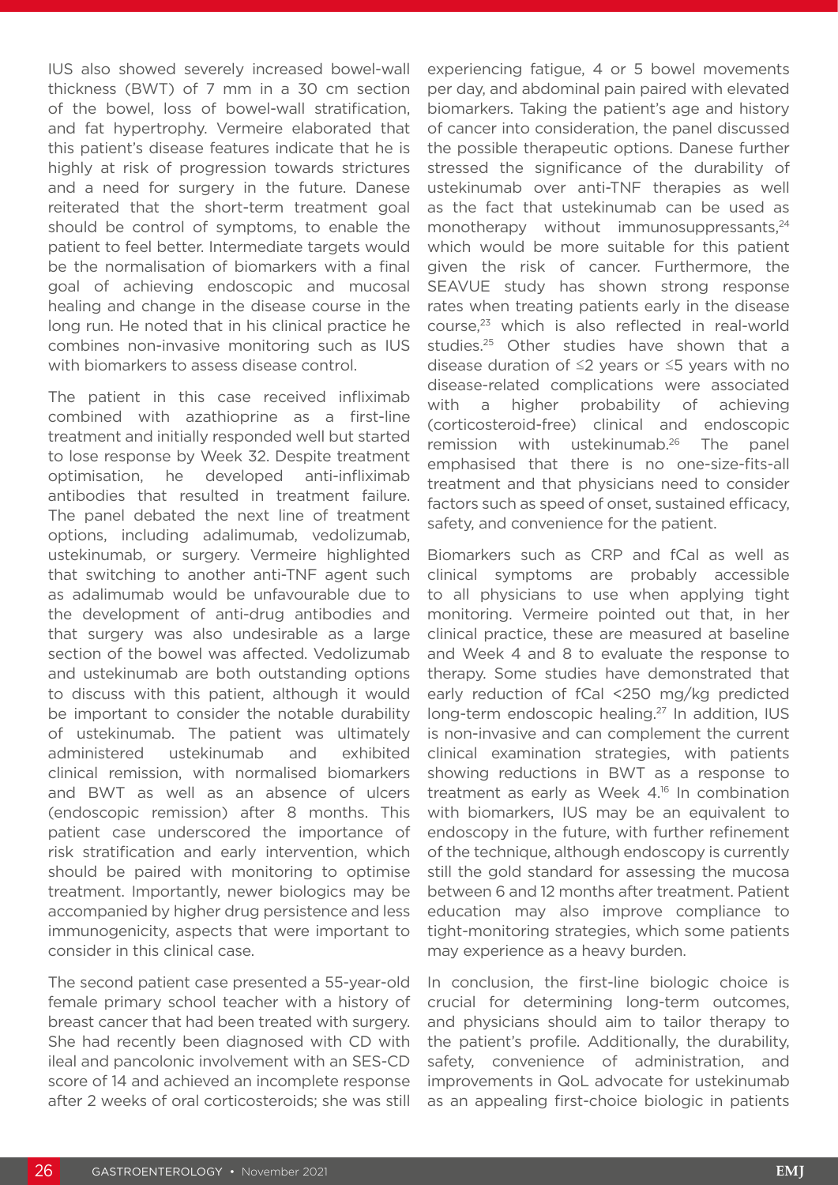IUS also showed severely increased bowel-wall thickness (BWT) of 7 mm in a 30 cm section of the bowel, loss of bowel-wall stratification, and fat hypertrophy. Vermeire elaborated that this patient's disease features indicate that he is highly at risk of progression towards strictures and a need for surgery in the future. Danese reiterated that the short-term treatment goal should be control of symptoms, to enable the patient to feel better. Intermediate targets would be the normalisation of biomarkers with a final goal of achieving endoscopic and mucosal healing and change in the disease course in the long run. He noted that in his clinical practice he combines non-invasive monitoring such as IUS with biomarkers to assess disease control.

The patient in this case received infliximab combined with azathioprine as a first-line treatment and initially responded well but started to lose response by Week 32. Despite treatment optimisation, he developed anti-infliximab antibodies that resulted in treatment failure. The panel debated the next line of treatment options, including adalimumab, vedolizumab, ustekinumab, or surgery. Vermeire highlighted that switching to another anti-TNF agent such as adalimumab would be unfavourable due to the development of anti-drug antibodies and that surgery was also undesirable as a large section of the bowel was affected. Vedolizumab and ustekinumab are both outstanding options to discuss with this patient, although it would be important to consider the notable durability of ustekinumab. The patient was ultimately administered ustekinumab and exhibited clinical remission, with normalised biomarkers and BWT as well as an absence of ulcers (endoscopic remission) after 8 months. This patient case underscored the importance of risk stratification and early intervention, which should be paired with monitoring to optimise treatment. Importantly, newer biologics may be accompanied by higher drug persistence and less immunogenicity, aspects that were important to consider in this clinical case.

The second patient case presented a 55-year-old female primary school teacher with a history of breast cancer that had been treated with surgery. She had recently been diagnosed with CD with ileal and pancolonic involvement with an SES-CD score of 14 and achieved an incomplete response after 2 weeks of oral corticosteroids; she was still experiencing fatigue, 4 or 5 bowel movements per day, and abdominal pain paired with elevated biomarkers. Taking the patient's age and history of cancer into consideration, the panel discussed the possible therapeutic options. Danese further stressed the significance of the durability of ustekinumab over anti-TNF therapies as well as the fact that ustekinumab can be used as monotherapy without immunosuppressants,[24] which would be more suitable for this patient given the risk of cancer. Furthermore, the SEAVUE study has shown strong response rates when treating patients early in the disease course,[23] which is also reflected in real-world studies.[25] Other studies have shown that a disease duration of ≤2 years or ≤5 years with no disease-related complications were associated with a higher probability of achieving (corticosteroid-free) clinical and endoscopic remission with ustekinumab.[26] The panel emphasised that there is no one-size-fits-all treatment and that physicians need to consider factors such as speed of onset, sustained efficacy, safety, and convenience for the patient.

Biomarkers such as CRP and fCal as well as clinical symptoms are probably accessible to all physicians to use when applying tight monitoring. Vermeire pointed out that, in her clinical practice, these are measured at baseline and Week 4 and 8 to evaluate the response to therapy. Some studies have demonstrated that early reduction of fCal <250 mg/kg predicted long-term endoscopic healing.[27] In addition, IUS is non-invasive and can complement the current clinical examination strategies, with patients showing reductions in BWT as a response to treatment as early as Week 4.[16] In combination with biomarkers, IUS may be an equivalent to endoscopy in the future, with further refinement of the technique, although endoscopy is currently still the gold standard for assessing the mucosa between 6 and 12 months after treatment. Patient education may also improve compliance to tight-monitoring strategies, which some patients may experience as a heavy burden.

In conclusion, the first-line biologic choice is crucial for determining long-term outcomes, and physicians should aim to tailor therapy to the patient's profile. Additionally, the durability, safety, convenience of administration, and improvements in QoL advocate for ustekinumab as an appealing first-choice biologic in patients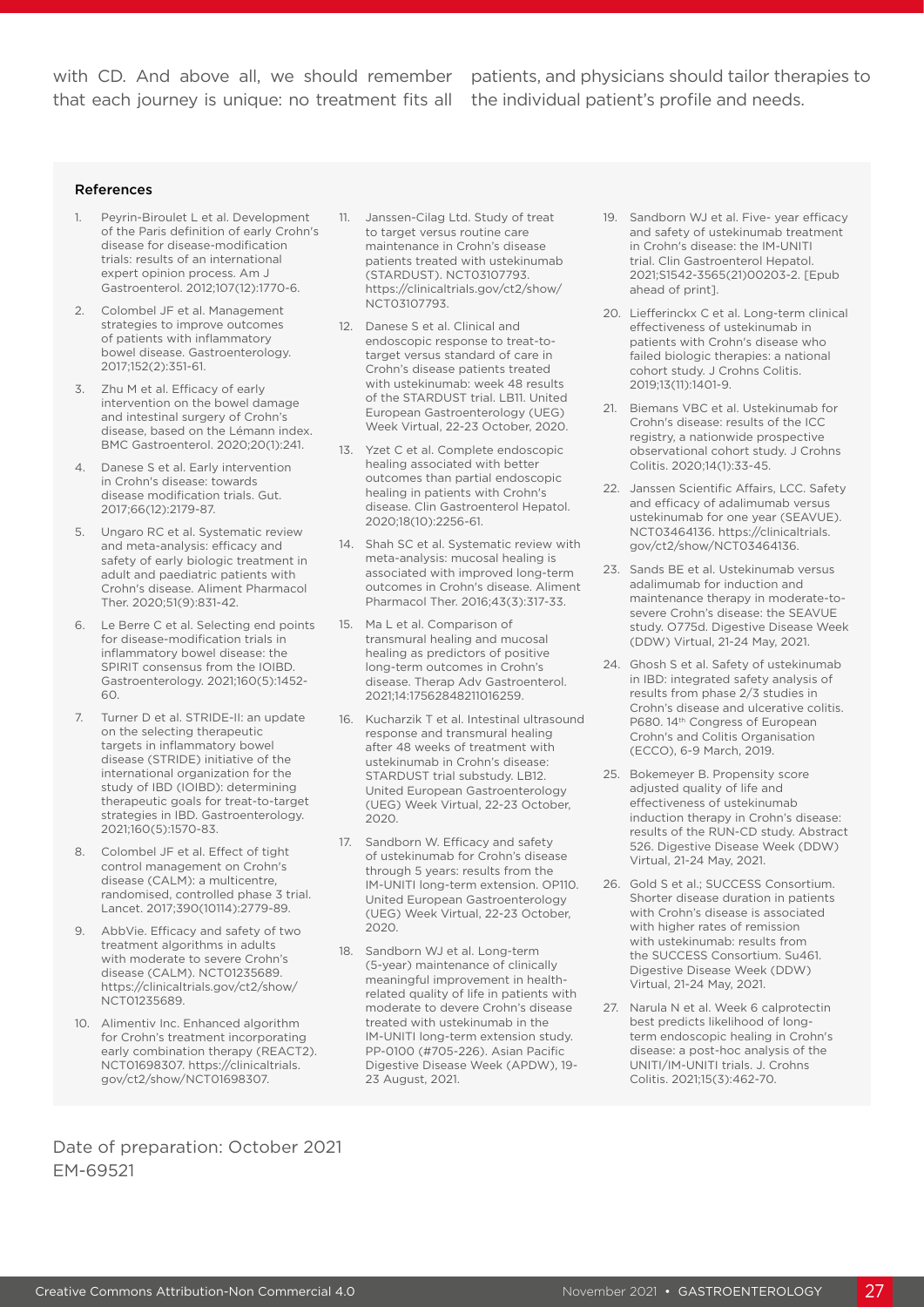with CD. And above all, we should remember that each journey is unique: no treatment fits all patients, and physicians should tailor therapies to the individual patient's profile and needs.

### References

1. Peyrin-Biroulet L et al. Development of the Paris definition of early Crohn's disease for disease-modification trials: results of an international expert opinion process. Am J Gastroenterol. 2012;107(12):1770-6.
2. Colombel JF et al. Management strategies to improve outcomes of patients with inflammatory bowel disease. Gastroenterology. 2017;152(2):351-61.
3. Zhu M et al. Efficacy of early intervention on the bowel damage and intestinal surgery of Crohn's disease, based on the Lémann index. BMC Gastroenterol. 2020;20(1):241.
4. Danese S et al. Early intervention in Crohn's disease: towards disease modification trials. Gut. 2017;66(12):2179-87.
5. Ungaro RC et al. Systematic review and meta-analysis: efficacy and safety of early biologic treatment in adult and paediatric patients with Crohn's disease. Aliment Pharmacol Ther. 2020;51(9):831-42.
6. Le Berre C et al. Selecting end points for disease-modification trials in inflammatory bowel disease: the SPIRIT consensus from the IOIBD. Gastroenterology. 2021;160(5):1452-60.
7. Turner D et al. STRIDE-II: an update on the selecting therapeutic targets in inflammatory bowel disease (STRIDE) initiative of the international organization for the study of IBD (IOIBD): determining therapeutic goals for treat-to-target strategies in IBD. Gastroenterology. 2021;160(5):1570-83.
8. Colombel JF et al. Effect of tight control management on Crohn's disease (CALM): a multicentre, randomised, controlled phase 3 trial. Lancet. 2017;390(10114):2779-89.
9. AbbVie. Efficacy and safety of two treatment algorithms in adults with moderate to severe Crohn's disease (CALM). NCT01235689. https://clinicaltrials.gov/ct2/show/NCT01235689.
10. Alimentiv Inc. Enhanced algorithm for Crohn's treatment incorporating early combination therapy (REACT2). NCT01698307. https://clinicaltrials.gov/ct2/show/NCT01698307.
11. Janssen-Cilag Ltd. Study of treat to target versus routine care maintenance in Crohn's disease patients treated with ustekinumab (STARDUST). NCT03107793. https://clinicaltrials.gov/ct2/show/NCT03107793.
12. Danese S et al. Clinical and endoscopic response to treat-to-target versus standard of care in Crohn's disease patients treated with ustekinumab: week 48 results of the STARDUST trial. LB11. United European Gastroenterology (UEG) Week Virtual, 22-23 October, 2020.
13. Yzet C et al. Complete endoscopic healing associated with better outcomes than partial endoscopic healing in patients with Crohn's disease. Clin Gastroenterol Hepatol. 2020;18(10):2256-61.
14. Shah SC et al. Systematic review with meta-analysis: mucosal healing is associated with improved long-term outcomes in Crohn's disease. Aliment Pharmacol Ther. 2016;43(3):317-33.
15. Ma L et al. Comparison of transmural healing and mucosal healing as predictors of positive long-term outcomes in Crohn's disease. Therap Adv Gastroenterol. 2021;14:17562848211016259.
16. Kucharzik T et al. Intestinal ultrasound response and transmural healing after 48 weeks of treatment with ustekinumab in Crohn's disease: STARDUST trial substudy. LB12. United European Gastroenterology (UEG) Week Virtual, 22-23 October, 2020.
17. Sandborn W. Efficacy and safety of ustekinumab for Crohn's disease through 5 years: results from the IM-UNITI long-term extension. OP110. United European Gastroenterology (UEG) Week Virtual, 22-23 October, 2020.
18. Sandborn WJ et al. Long-term (5-year) maintenance of clinically meaningful improvement in health-related quality of life in patients with moderate to devere Crohn's disease treated with ustekinumab in the IM-UNITI long-term extension study. PP-0100 (#705-226). Asian Pacific Digestive Disease Week (APDW), 19-23 August, 2021.
19. Sandborn WJ et al. Five- year efficacy and safety of ustekinumab treatment in Crohn's disease: the IM-UNITI trial. Clin Gastroenterol Hepatol. 2021;S1542-3565(21)00203-2. [Epub ahead of print].
20. Liefferinckx C et al. Long-term clinical effectiveness of ustekinumab in patients with Crohn's disease who failed biologic therapies: a national cohort study. J Crohns Colitis. 2019;13(11):1401-9.
21. Biemans VBC et al. Ustekinumab for Crohn's disease: results of the ICC registry, a nationwide prospective observational cohort study. J Crohns Colitis. 2020;14(1):33-45.
22. Janssen Scientific Affairs, LCC. Safety and efficacy of adalimumab versus ustekinumab for one year (SEAVUE). NCT03464136. https://clinicaltrials.gov/ct2/show/NCT03464136.
23. Sands BE et al. Ustekinumab versus adalimumab for induction and maintenance therapy in moderate-to-severe Crohn's disease: the SEAVUE study. O775d. Digestive Disease Week (DDW) Virtual, 21-24 May, 2021.
24. Ghosh S et al. Safety of ustekinumab in IBD: integrated safety analysis of results from phase 2/3 studies in Crohn's disease and ulcerative colitis. P680. 14th Congress of European Crohn's and Colitis Organisation (ECCO), 6-9 March, 2019.
25. Bokemeyer B. Propensity score adjusted quality of life and effectiveness of ustekinumab induction therapy in Crohn's disease: results of the RUN-CD study. Abstract 526. Digestive Disease Week (DDW) Virtual, 21-24 May, 2021.
26. Gold S et al.; SUCCESS Consortium. Shorter disease duration in patients with Crohn's disease is associated with higher rates of remission with ustekinumab: results from the SUCCESS Consortium. Su461. Digestive Disease Week (DDW) Virtual, 21-24 May, 2021.
27. Narula N et al. Week 6 calprotectin best predicts likelihood of long-term endoscopic healing in Crohn's disease: a post-hoc analysis of the UNITI/IM-UNITI trials. J. Crohns Colitis. 2021;15(3):462-70.

Date of preparation: October 2021
EM-69521

Creative Commons Attribution-Non Commercial 4.0